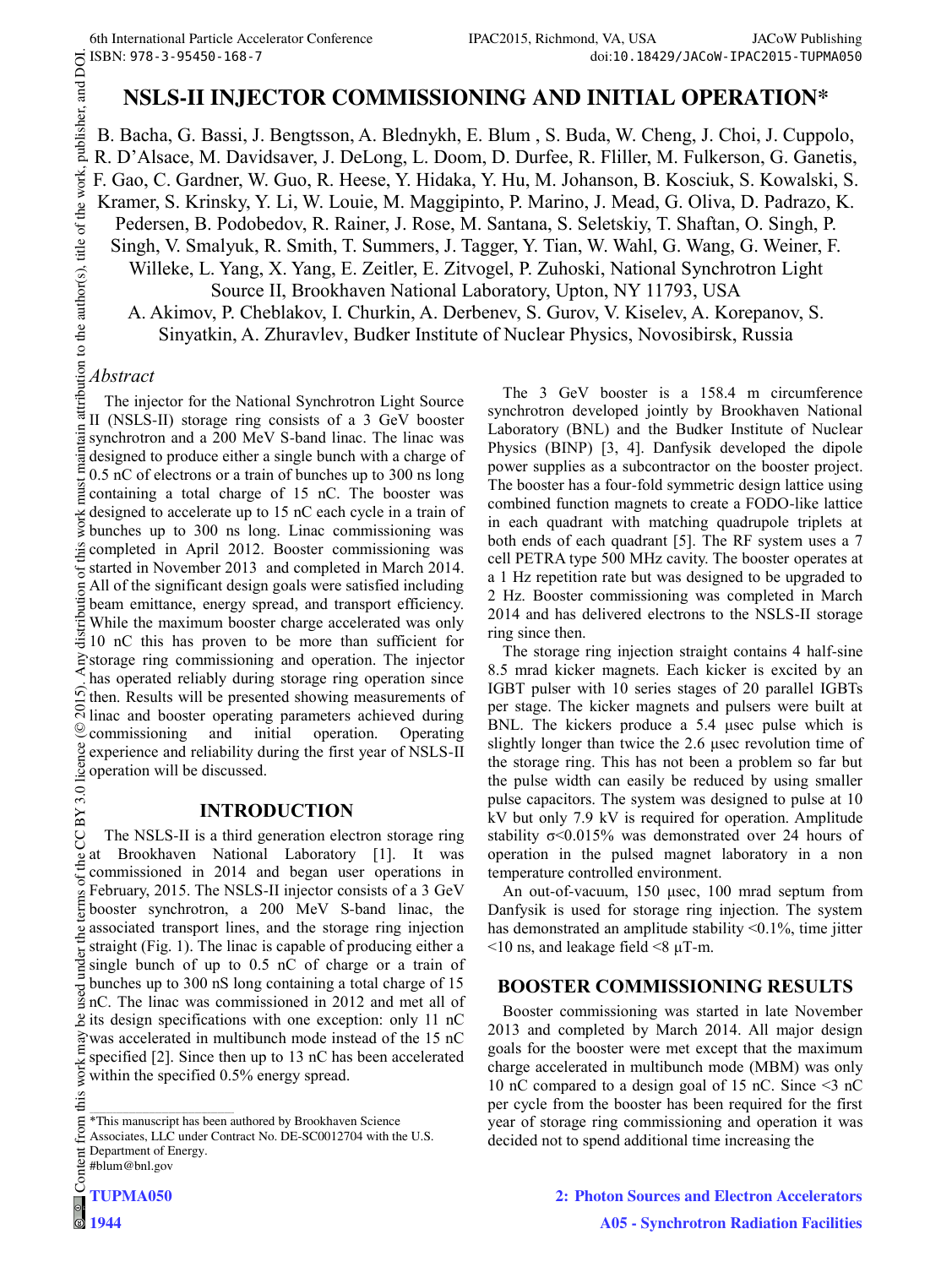# NSLS-II INJECTOR COMMISSIONING AND INITIAL OPERATION*

B. Bacha, G. Bassi, J. Bengtsson, A. Blednykh, E. Blum , S. Buda, W. Cheng, J. Choi, J. Cuppolo, R. D'Alsace, M. Davidsaver, J. DeLong, L. Doom, D. Durfee, R. Fliller, M. Fulkerson, G. Ganetis, F. Gao, C. Gardner, W. Guo, R. Heese, Y. Hidaka, Y. Hu, M. Johanson, B. Kosciuk, S. Kowalski, S. Kramer, S. Krinsky, Y. Li, W. Louie, M. Maggipinto, P. Marino, J. Mead, G. Oliva, D. Padrazo, K. Pedersen, B. Podobedov, R. Rainer, J. Rose, M. Santana, S. Seletskiy, T. Shaftan, O. Singh, P. Singh, V. Smalyuk, R. Smith, T. Summers, J. Tagger, Y. Tian, W. Wahl, G. Wang, G. Weiner, F. Willeke, L. Yang, X. Yang, E. Zeitler, E. Zitvogel, P. Zuhoski, National Synchrotron Light Source II, Brookhaven National Laboratory, Upton, NY 11793, USA

A. Akimov, P. Cheblakov, I. Churkin, A. Derbenev, S. Gurov, V. Kiselev, A. Korepanov, S. Sinyatkin, A. Zhuravlev, Budker Institute of Nuclear Physics, Novosibirsk, Russia

*Abstract*

The injector for the National Synchrotron Light Source II (NSLS-II) storage ring consists of a 3 GeV booster synchrotron and a 200 MeV S-band linac. The linac was designed to produce either a single bunch with a charge of 0.5 nC of electrons or a train of bunches up to 300 ns long containing a total charge of 15 nC. The booster was designed to accelerate up to 15 nC each cycle in a train of bunches up to 300 ns long. Linac commissioning was completed in April 2012. Booster commissioning was started in November 2013 and completed in March 2014. All of the significant design goals were satisfied including beam emittance, energy spread, and transport efficiency. While the maximum booster charge accelerated was only 10 nC this has proven to be more than sufficient for storage ring commissioning and operation. The injector has operated reliably during storage ring operation since then. Results will be presented showing measurements of linac and booster operating parameters achieved during commissioning and initial operation. Operating experience and reliability during the first year of NSLS-II operation will be discussed.

## INTRODUCTION

The NSLS-II is a third generation electron storage ring at Brookhaven National Laboratory [1]. It was commissioned in 2014 and began user operations in February, 2015. The NSLS-II injector consists of a 3 GeV booster synchrotron, a 200 MeV S-band linac, the associated transport lines, and the storage ring injection straight (Fig. 1). The linac is capable of producing either a single bunch of up to 0.5 nC of charge or a train of bunches up to 300 nS long containing a total charge of 15 nC. The linac was commissioned in 2012 and met all of its design specifications with one exception: only 11 nC was accelerated in multibunch mode instead of the 15 nC specified [2]. Since then up to 13 nC has been accelerated within the specified 0.5% energy spread.

The 3 GeV booster is a 158.4 m circumference synchrotron developed jointly by Brookhaven National Laboratory (BNL) and the Budker Institute of Nuclear Physics (BINP) [3, 4]. Danfysik developed the dipole power supplies as a subcontractor on the booster project. The booster has a four-fold symmetric design lattice using combined function magnets to create a FODO-like lattice in each quadrant with matching quadrupole triplets at both ends of each quadrant [5]. The RF system uses a 7 cell PETRA type 500 MHz cavity. The booster operates at a 1 Hz repetition rate but was designed to be upgraded to 2 Hz. Booster commissioning was completed in March 2014 and has delivered electrons to the NSLS-II storage ring since then.

The storage ring injection straight contains 4 half-sine 8.5 mrad kicker magnets. Each kicker is excited by an IGBT pulser with 10 series stages of 20 parallel IGBTs per stage. The kicker magnets and pulsers were built at BNL. The kickers produce a 5.4 μsec pulse which is slightly longer than twice the 2.6 μsec revolution time of the storage ring. This has not been a problem so far but the pulse width can easily be reduced by using smaller pulse capacitors. The system was designed to pulse at 10 kV but only 7.9 kV is required for operation. Amplitude stability $\sigma<0.015\%$ was demonstrated over 24 hours of operation in the pulsed magnet laboratory in a non temperature controlled environment.

An out-of-vacuum, 150 μsec, 100 mrad septum from Danfysik is used for storage ring injection. The system has demonstrated an amplitude stability <0.1%, time jitter <10 ns, and leakage field <8 μT-m.

## BOOSTER COMMISSIONING RESULTS

Booster commissioning was started in late November 2013 and completed by March 2014. All major design goals for the booster were met except that the maximum charge accelerated in multibunch mode (MBM) was only 10 nC compared to a design goal of 15 nC. Since <3 nC per cycle from the booster has been required for the first year of storage ring commissioning and operation it was decided not to spend additional time increasing the

*This manuscript has been authored by Brookhaven Science Associates, LLC under Contract No. DE-SC0012704 with the U.S. Department of Energy.
#blum@bnl.gov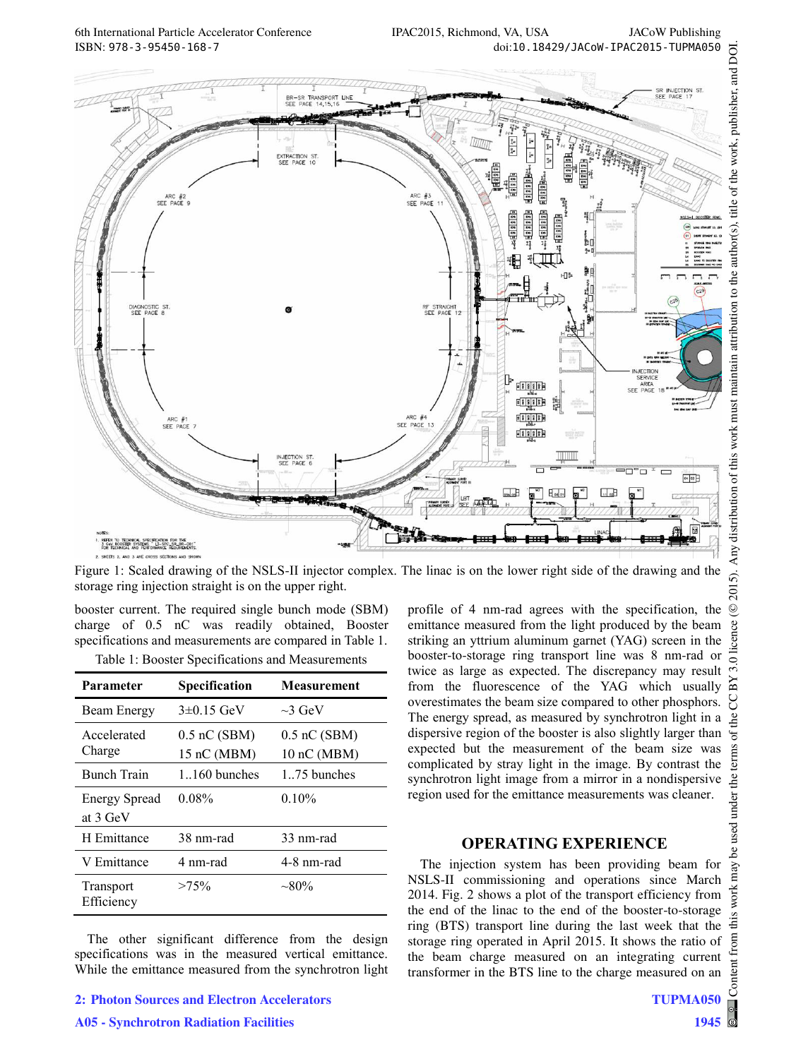Figure 1: Scaled drawing of the NSLS-II injector complex. The linac is on the lower right side of the drawing and the storage ring injection straight is on the upper right.

booster current. The required single bunch mode (SBM) charge of 0.5 nC was readily obtained, Booster specifications and measurements are compared in Table 1.

Table 1: Booster Specifications and Measurements

| Parameter | Specification | Measurement |
|---|---|---|
| Beam Energy | 3±0.15 GeV | ~3 GeV |
| Accelerated Charge | 0.5 nC (SBM) 15 nC (MBM) | 0.5 nC (SBM) 10 nC (MBM) |
| Bunch Train | 1..160 bunches | 1..75 bunches |
| Energy Spread at 3 GeV | 0.08% | 0.10% |
| H Emittance | 38 nm-rad | 33 nm-rad |
| V Emittance | 4 nm-rad | 4-8 nm-rad |
| Transport Efficiency | >75% | ~80% |

The other significant difference from the design specifications was in the measured vertical emittance. While the emittance measured from the synchrotron light profile of 4 nm-rad agrees with the specification, the emittance measured from the light produced by the beam striking an yttrium aluminum garnet (YAG) screen in the booster-to-storage ring transport line was 8 nm-rad or twice as large as expected. The discrepancy may result from the fluorescence of the YAG which usually overestimates the beam size compared to other phosphors. The energy spread, as measured by synchrotron light in a dispersive region of the booster is also slightly larger than expected but the measurement of the beam size was complicated by stray light in the image. By contrast the synchrotron light image from a mirror in a nondispersive region used for the emittance measurements was cleaner.

## OPERATING EXPERIENCE

The injection system has been providing beam for NSLS-II commissioning and operations since March 2014. Fig. 2 shows a plot of the transport efficiency from the end of the linac to the end of the booster-to-storage ring (BTS) transport line during the last week that the storage ring operated in April 2015. It shows the ratio of the beam charge measured on an integrating current transformer in the BTS line to the charge measured on an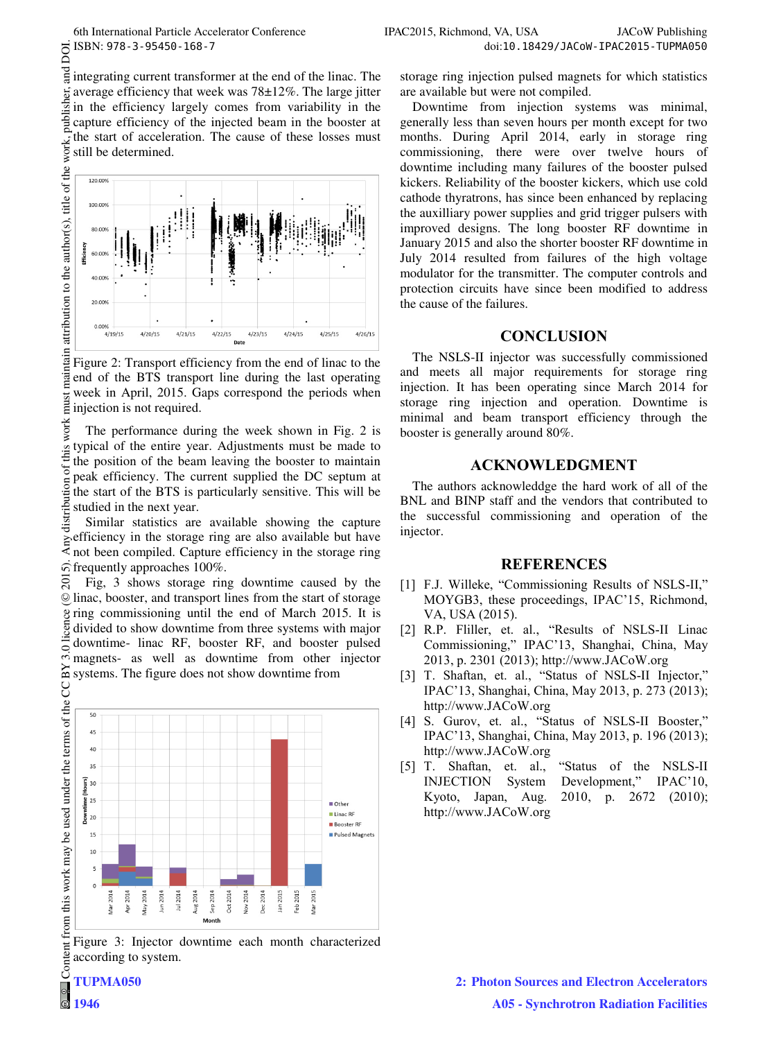integrating current transformer at the end of the linac. The average efficiency that week was 78±12%. The large jitter in the efficiency largely comes from variability in the capture efficiency of the injected beam in the booster at the start of acceleration. The cause of these losses must still be determined.

120.00%
100.00%
80.00%
60.00%
40.00%
20.00%
0.00%
Efficiency
4/19/15
4/20/15
4/21/15
4/22/15
4/23/15
4/24/15
4/25/15
4/26/15
Date

Figure 2: Transport efficiency from the end of linac to the end of the BTS transport line during the last operating week in April, 2015. Gaps correspond the periods when injection is not required.

The performance during the week shown in Fig. 2 is typical of the entire year. Adjustments must be made to the position of the beam leaving the booster to maintain peak efficiency. The current supplied the DC septum at the start of the BTS is particularly sensitive. This will be studied in the next year.

Similar statistics are available showing the capture efficiency in the storage ring are also available but have not been compiled. Capture efficiency in the storage ring frequently approaches 100%.

Fig, 3 shows storage ring downtime caused by the linac, booster, and transport lines from the start of storage ring commissioning until the end of March 2015. It is divided to show downtime from three systems with major downtime- linac RF, booster RF, and booster pulsed magnets- as well as downtime from other injector systems. The figure does not show downtime from

50
45
40
35
30
25
20
15
10
5
0
Downtime (Hours)
Mar 2014
Apr 2014
May 2014
Jun 2014
Jul 2014
Aug 2014
Sep 2014
Oct 2014
Nov 2014
Dec 2014
Jan 2015
Feb 2015
Mar 2015
Month
Other
Linac RF
Booster RF
Pulsed Magnets

Figure 3: Injector downtime each month characterized according to system.

storage ring injection pulsed magnets for which statistics are available but were not compiled.

Downtime from injection systems was minimal, generally less than seven hours per month except for two months. During April 2014, early in storage ring commissioning, there were over twelve hours of downtime including many failures of the booster pulsed kickers. Reliability of the booster kickers, which use cold cathode thyratrons, has since been enhanced by replacing the auxilliary power supplies and grid trigger pulsers with improved designs. The long booster RF downtime in January 2015 and also the shorter booster RF downtime in July 2014 resulted from failures of the high voltage modulator for the transmitter. The computer controls and protection circuits have since been modified to address the cause of the failures.

## CONCLUSION

The NSLS-II injector was successfully commissioned and meets all major requirements for storage ring injection. It has been operating since March 2014 for storage ring injection and operation. Downtime is minimal and beam transport efficiency through the booster is generally around 80%.

## ACKNOWLEDGMENT

The authors acknowleddge the hard work of all of the BNL and BINP staff and the vendors that contributed to the successful commissioning and operation of the injector.

## REFERENCES

[1] F.J. Willeke, "Commissioning Results of NSLS-II," MOYGB3, these proceedings, IPAC'15, Richmond, VA, USA (2015).

[2] R.P. Fliller, et. al., "Results of NSLS-II Linac Commissioning," IPAC'13, Shanghai, China, May 2013, p. 2301 (2013); http://www.JACoW.org

[3] T. Shaftan, et. al., "Status of NSLS-II Injector," IPAC'13, Shanghai, China, May 2013, p. 273 (2013); http://www.JACoW.org

[4] S. Gurov, et. al., "Status of NSLS-II Booster," IPAC'13, Shanghai, China, May 2013, p. 196 (2013); http://www.JACoW.org

[5] T. Shaftan, et. al., "Status of the NSLS-II INJECTION System Development," IPAC'10, Kyoto, Japan, Aug. 2010, p. 2672 (2010); http://www.JACoW.org